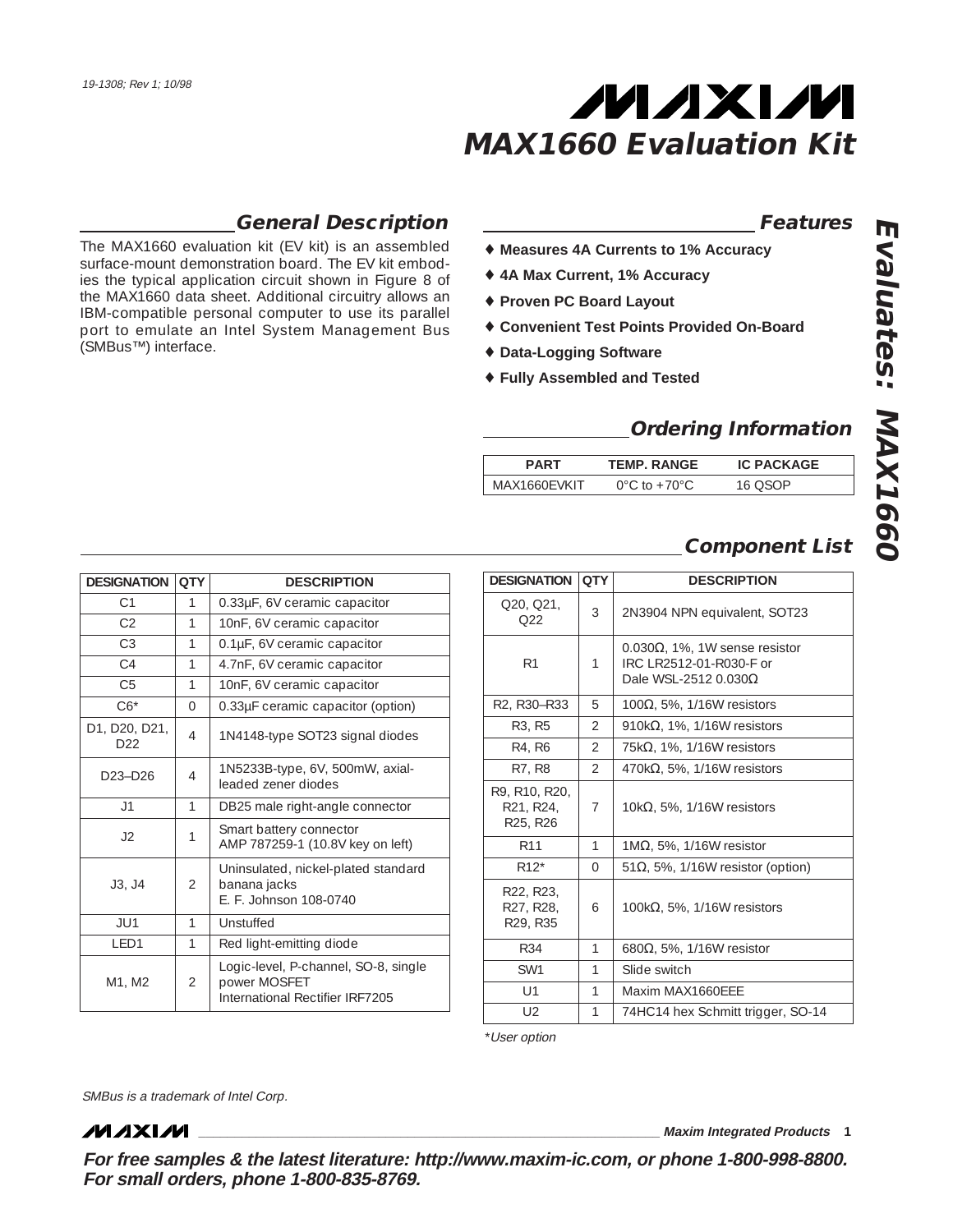# MAX1660 Evaluation Kit

## General Description

The MAX1660 evaluation kit (EV kit) is an assembled surface-mount demonstration board. The EV kit embodies the typical application circuit shown in Figure 8 of the MAX1660 data sheet. Additional circuitry allows an IBM-compatible personal computer to use its parallel port to emulate an Intel System Management Bus (SMBus™) interface.

## Features

- ♦ **Measures 4A Currents to 1% Accuracy**
- ♦ **4A Max Current, 1% Accuracy**
- ♦ **Proven PC Board Layout**
- ♦ **Convenient Test Points Provided On-Board**
- ♦ **Data-Logging Software**
- ♦ **Fully Assembled and Tested**

## Ordering Information

| PART | TEMP. RANGE | IC PACKAGE |
|---|---|---|
| MAX1660EVKIT | 0°C to +70°C | 16 QSOP |

## Component List

| DESIGNATION | QTY | DESCRIPTION |
|---|---|---|
| C1 | 1 | 0.33µF, 6V ceramic capacitor |
| C2 | 1 | 10nF, 6V ceramic capacitor |
| C3 | 1 | 0.1µF, 6V ceramic capacitor |
| C4 | 1 | 4.7nF, 6V ceramic capacitor |
| C5 | 1 | 10nF, 6V ceramic capacitor |
| C6* | 0 | 0.33µF ceramic capacitor (option) |
| D1, D20, D21, D22 | 4 | 1N4148-type SOT23 signal diodes |
| D23–D26 | 4 | 1N5233B-type, 6V, 500mW, axial-leaded zener diodes |
| J1 | 1 | DB25 male right-angle connector |
| J2 | 1 | Smart battery connector AMP 787259-1 (10.8V key on left) |
| J3, J4 | 2 | Uninsulated, nickel-plated standard banana jacks E. F. Johnson 108-0740 |
| JU1 | 1 | Unstuffed |
| LED1 | 1 | Red light-emitting diode |
| M1, M2 | 2 | Logic-level, P-channel, SO-8, single power MOSFET International Rectifier IRF7205 |
| Q20, Q21, Q22 | 3 | 2N3904 NPN equivalent, SOT23 |
| R1 | 1 | 0.030Ω, 1%, 1W sense resistor IRC LR2512-01-R030-F or Dale WSL-2512 0.030Ω |
| R2, R30–R33 | 5 | 100Ω, 5%, 1/16W resistors |
| R3, R5 | 2 | 910kΩ, 1%, 1/16W resistors |
| R4, R6 | 2 | 75kΩ, 1%, 1/16W resistors |
| R7, R8 | 2 | 470kΩ, 5%, 1/16W resistors |
| R9, R10, R20, R21, R24, R25, R26 | 7 | 10kΩ, 5%, 1/16W resistors |
| R11 | 1 | 1MΩ, 5%, 1/16W resistor |
| R12* | 0 | 51Ω, 5%, 1/16W resistor (option) |
| R22, R23, R27, R28, R29, R35 | 6 | 100kΩ, 5%, 1/16W resistors |
| R34 | 1 | 680Ω, 5%, 1/16W resistor |
| SW1 | 1 | Slide switch |
| U1 | 1 | Maxim MAX1660EEE |
| U2 | 1 | 74HC14 hex Schmitt trigger, SO-14 |

*User option

SMBus is a trademark of Intel Corp.

**For free samples & the latest literature: http://www.maxim-ic.com, or phone 1-800-998-8800. For small orders, phone 1-800-835-8769.**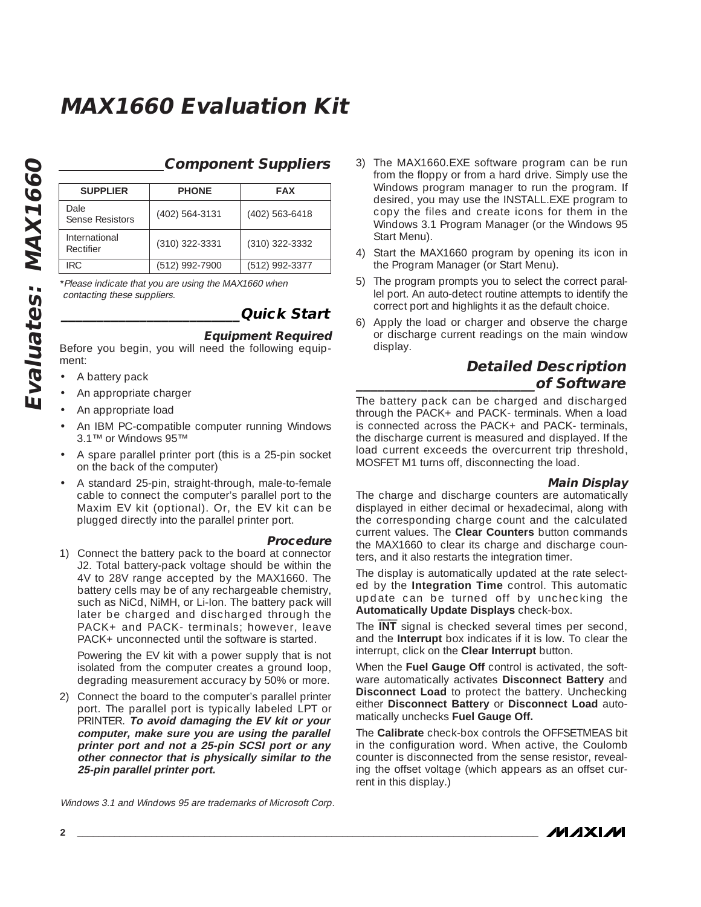## Component Suppliers

| SUPPLIER | PHONE | FAX |
|---|---|---|
| Dale Sense Resistors | (402) 564-3131 | (402) 563-6418 |
| International Rectifier | (310) 322-3331 | (310) 322-3332 |
| IRC | (512) 992-7900 | (512) 992-3377 |

*Please indicate that you are using the MAX1660 when contacting these suppliers.*

## Quick Start

### Equipment Required

Before you begin, you will need the following equipment:

- A battery pack
- An appropriate charger
- An appropriate load
- An IBM PC-compatible computer running Windows 3.1™ or Windows 95™
- A spare parallel printer port (this is a 25-pin socket on the back of the computer)
- A standard 25-pin, straight-through, male-to-female cable to connect the computer's parallel port to the Maxim EV kit (optional). Or, the EV kit can be plugged directly into the parallel printer port.

### Procedure

1) Connect the battery pack to the board at connector J2. Total battery-pack voltage should be within the 4V to 28V range accepted by the MAX1660. The battery cells may be of any rechargeable chemistry, such as NiCd, NiMH, or Li-Ion. The battery pack will later be charged and discharged through the PACK+ and PACK- terminals; however, leave PACK+ unconnected until the software is started.

   Powering the EV kit with a power supply that is not isolated from the computer creates a ground loop, degrading measurement accuracy by 50% or more.

2) Connect the board to the computer's parallel printer port. The parallel port is typically labeled LPT or PRINTER. ***To avoid damaging the EV kit or your computer, make sure you are using the parallel printer port and not a 25-pin SCSI port or any other connector that is physically similar to the 25-pin parallel printer port.***

3) The MAX1660.EXE software program can be run from the floppy or from a hard drive. Simply use the Windows program manager to run the program. If desired, you may use the INSTALL.EXE program to copy the files and create icons for them in the Windows 3.1 Program Manager (or the Windows 95 Start Menu).

4) Start the MAX1660 program by opening its icon in the Program Manager (or Start Menu).

5) The program prompts you to select the correct parallel port. An auto-detect routine attempts to identify the correct port and highlights it as the default choice.

6) Apply the load or charger and observe the charge or discharge current readings on the main window display.

*Windows 3.1 and Windows 95 are trademarks of Microsoft Corp.*

## Detailed Description of Software

The battery pack can be charged and discharged through the PACK+ and PACK- terminals. When a load is connected across the PACK+ and PACK- terminals, the discharge current is measured and displayed. If the load current exceeds the overcurrent trip threshold, MOSFET M1 turns off, disconnecting the load.

### Main Display

The charge and discharge counters are automatically displayed in either decimal or hexadecimal, along with the corresponding charge count and the calculated current values. The **Clear Counters** button commands the MAX1660 to clear its charge and discharge counters, and it also restarts the integration timer.

The display is automatically updated at the rate selected by the **Integration Time** control. This automatic update can be turned off by unchecking the **Automatically Update Displays** check-box.

The $\overline{\textbf{INT}}$ signal is checked several times per second, and the **Interrupt** box indicates if it is low. To clear the interrupt, click on the **Clear Interrupt** button.

When the **Fuel Gauge Off** control is activated, the software automatically activates **Disconnect Battery** and **Disconnect Load** to protect the battery. Unchecking either **Disconnect Battery** or **Disconnect Load** automatically unchecks **Fuel Gauge Off.**

The **Calibrate** check-box controls the OFFSETMEAS bit in the configuration word. When active, the Coulomb counter is disconnected from the sense resistor, revealing the offset voltage (which appears as an offset current in this display.)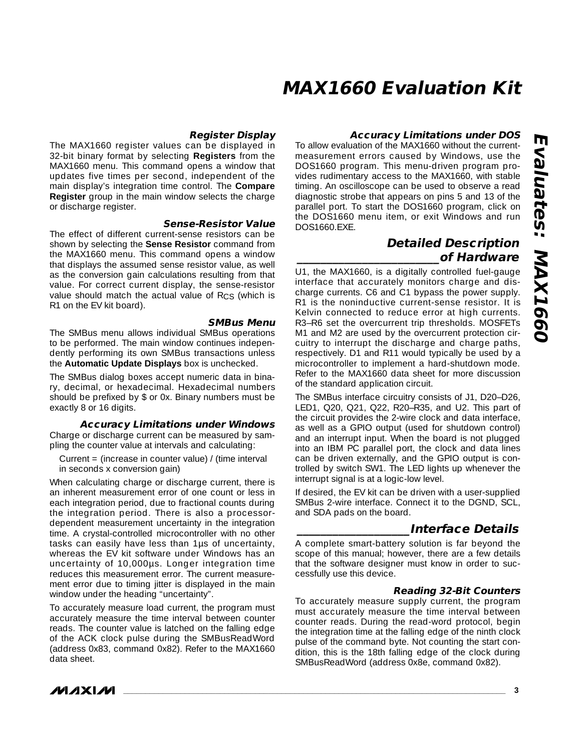### Register Display

The MAX1660 register values can be displayed in 32-bit binary format by selecting **Registers** from the MAX1660 menu. This command opens a window that updates five times per second, independent of the main display's integration time control. The **Compare Register** group in the main window selects the charge or discharge register.

### Sense-Resistor Value

The effect of different current-sense resistors can be shown by selecting the **Sense Resistor** command from the MAX1660 menu. This command opens a window that displays the assumed sense resistor value, as well as the conversion gain calculations resulting from that value. For correct current display, the sense-resistor value should match the actual value of $R_{CS}$ (which is R1 on the EV kit board).

### SMBus Menu

The SMBus menu allows individual SMBus operations to be performed. The main window continues independently performing its own SMBus transactions unless the **Automatic Update Displays** box is unchecked.

The SMBus dialog boxes accept numeric data in binary, decimal, or hexadecimal. Hexadecimal numbers should be prefixed by $ or 0x. Binary numbers must be exactly 8 or 16 digits.

### Accuracy Limitations under Windows

Charge or discharge current can be measured by sampling the counter value at intervals and calculating:

Current = (increase in counter value) / (time interval in seconds x conversion gain)

When calculating charge or discharge current, there is an inherent measurement error of one count or less in each integration period, due to fractional counts during the integration period. There is also a processor-dependent measurement uncertainty in the integration time. A crystal-controlled microcontroller with no other tasks can easily have less than 1µs of uncertainty, whereas the EV kit software under Windows has an uncertainty of 10,000µs. Longer integration time reduces this measurement error. The current measurement error due to timing jitter is displayed in the main window under the heading "uncertainty".

To accurately measure load current, the program must accurately measure the time interval between counter reads. The counter value is latched on the falling edge of the ACK clock pulse during the SMBusReadWord (address 0x83, command 0x82). Refer to the MAX1660 data sheet.

### Accuracy Limitations under DOS

To allow evaluation of the MAX1660 without the current-measurement errors caused by Windows, use the DOS1660 program. This menu-driven program provides rudimentary access to the MAX1660, with stable timing. An oscilloscope can be used to observe a read diagnostic strobe that appears on pins 5 and 13 of the parallel port. To start the DOS1660 program, click on the DOS1660 menu item, or exit Windows and run DOS1660.EXE.

## Detailed Description of Hardware

U1, the MAX1660, is a digitally controlled fuel-gauge interface that accurately monitors charge and discharge currents. C6 and C1 bypass the power supply. R1 is the noninductive current-sense resistor. It is Kelvin connected to reduce error at high currents. R3–R6 set the overcurrent trip thresholds. MOSFETs M1 and M2 are used by the overcurrent protection circuitry to interrupt the discharge and charge paths, respectively. D1 and R11 would typically be used by a microcontroller to implement a hard-shutdown mode. Refer to the MAX1660 data sheet for more discussion of the standard application circuit.

The SMBus interface circuitry consists of J1, D20–D26, LED1, Q20, Q21, Q22, R20–R35, and U2. This part of the circuit provides the 2-wire clock and data interface, as well as a GPIO output (used for shutdown control) and an interrupt input. When the board is not plugged into an IBM PC parallel port, the clock and data lines can be driven externally, and the GPIO output is controlled by switch SW1. The LED lights up whenever the interrupt signal is at a logic-low level.

If desired, the EV kit can be driven with a user-supplied SMBus 2-wire interface. Connect it to the DGND, SCL, and SDA pads on the board.

## Interface Details

A complete smart-battery solution is far beyond the scope of this manual; however, there are a few details that the software designer must know in order to successfully use this device.

### Reading 32-Bit Counters

To accurately measure supply current, the program must accurately measure the time interval between counter reads. During the read-word protocol, begin the integration time at the falling edge of the ninth clock pulse of the command byte. Not counting the start condition, this is the 18th falling edge of the clock during SMBusReadWord (address 0x8e, command 0x82).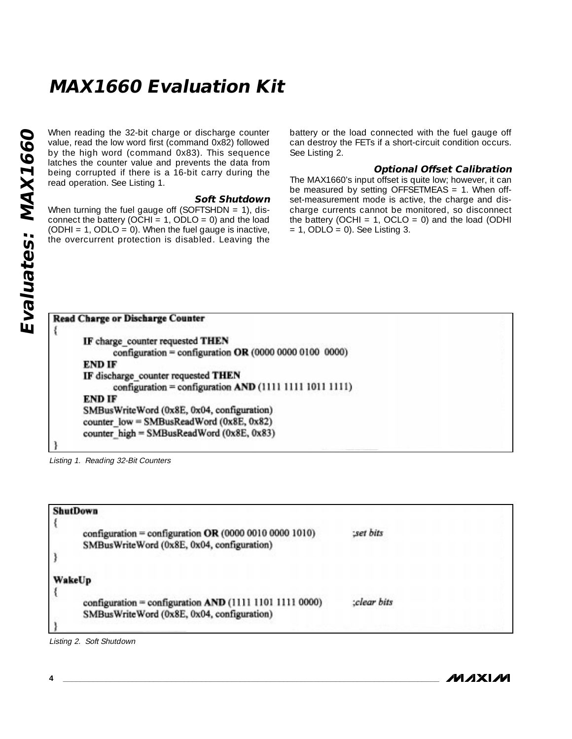When reading the 32-bit charge or discharge counter value, read the low word first (command 0x82) followed by the high word (command 0x83). This sequence latches the counter value and prevents the data from being corrupted if there is a 16-bit carry during the read operation. See Listing 1.

### Soft Shutdown

When turning the fuel gauge off (SOFTSHDN = 1), disconnect the battery (OCHI = 1, ODLO = 0) and the load (ODHI = 1, ODLO = 0). When the fuel gauge is inactive, the overcurrent protection is disabled. Leaving the battery or the load connected with the fuel gauge off can destroy the FETs if a short-circuit condition occurs. See Listing 2.

### Optional Offset Calibration

The MAX1660's input offset is quite low; however, it can be measured by setting OFFSETMEAS = 1. When offset-measurement mode is active, the charge and discharge currents cannot be monitored, so disconnect the battery (OCHI = 1, OCLO = 0) and the load (ODHI = 1, ODLO = 0). See Listing 3.

```
Read Charge or Discharge Counter
{
        IF charge_counter requested THEN
                configuration = configuration OR (0000 0000 0100  0000)
        END IF
        IF discharge_counter requested THEN
                configuration = configuration AND (1111 1111 1011 1111)
        END IF
        SMBusWriteWord (0x8E, 0x04, configuration)
        counter_low = SMBusReadWord (0x8E, 0x82)
        counter_high = SMBusReadWord (0x8E, 0x83)
}
```

Listing 1. Reading 32-Bit Counters

```
ShutDown
{
        configuration = configuration OR (0000 0010 0000 1010)          ;set bits
        SMBusWriteWord (0x8E, 0x04, configuration)
}

WakeUp
{
        configuration = configuration AND (1111 1101 1111 0000)         ;clear bits
        SMBusWriteWord (0x8E, 0x04, configuration)
}
```

Listing 2. Soft Shutdown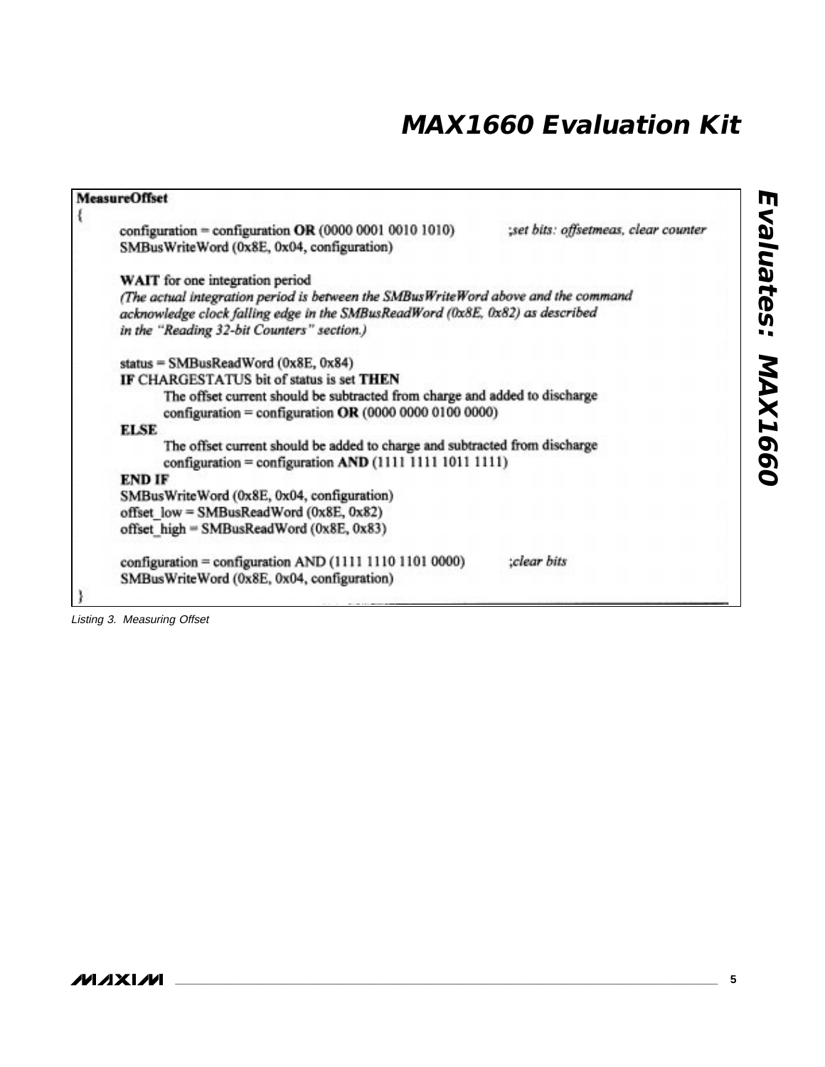```
MeasureOffset
{
    configuration = configuration OR (0000 0001 0010 1010)         ;set bits: offsetmeas, clear counter
    SMBusWriteWord (0x8E, 0x04, configuration)

    WAIT for one integration period
    (The actual integration period is between the SMBusWriteWord above and the command
    acknowledge clock falling edge in the SMBusReadWord (0x8E, 0x82) as described
    in the "Reading 32-bit Counters" section.)

    status = SMBusReadWord (0x8E, 0x84)
    IF CHARGESTATUS bit of status is set THEN
        The offset current should be subtracted from charge and added to discharge
        configuration = configuration OR (0000 0000 0100 0000)
    ELSE
        The offset current should be added to charge and subtracted from discharge
        configuration = configuration AND (1111 1111 1011 1111)
    END IF
    SMBusWriteWord (0x8E, 0x04, configuration)
    offset_low = SMBusReadWord (0x8E, 0x82)
    offset_high = SMBusReadWord (0x8E, 0x83)

    configuration = configuration AND (1111 1110 1101 0000)        ;clear bits
    SMBusWriteWord (0x8E, 0x04, configuration)
}
```

*Listing 3. Measuring Offset*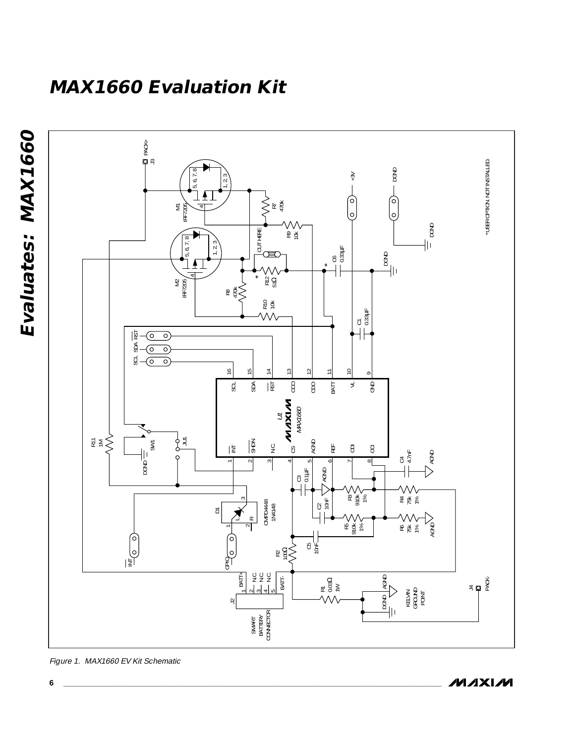# MAX1660 Evaluation Kit

Figure 1. MAX1660 EV Kit Schematic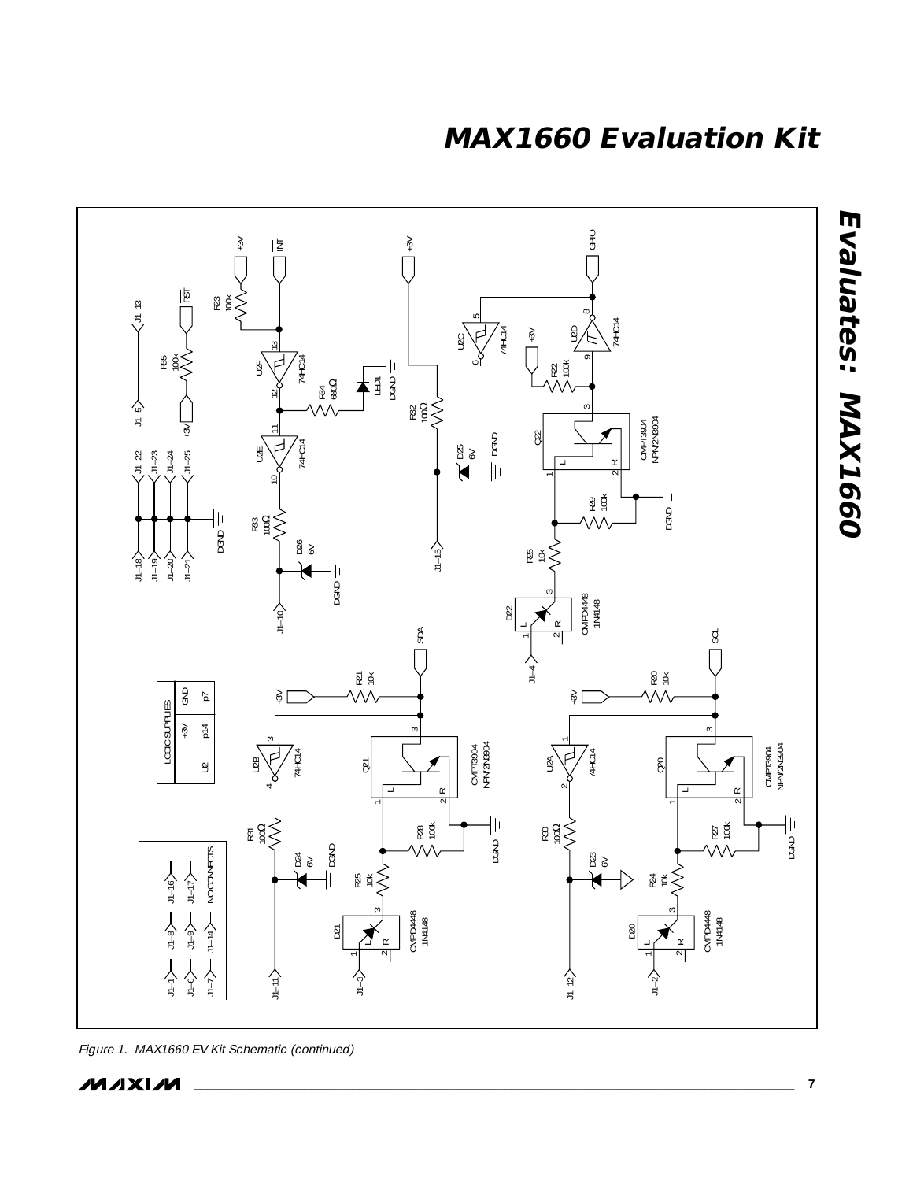# MAX1660 Evaluation Kit

## Evaluates: MAX1660

| LOGIC SUPPLIES | +3V | GND |
|---|---|---|
| U2 | p14 | p7 |

NO CONNECTS: J1–1, J1–6, J1–7, J1–8, J1–9, J1–14, J1–16, J1–17

*Figure 1. MAX1660 EV Kit Schematic (continued)*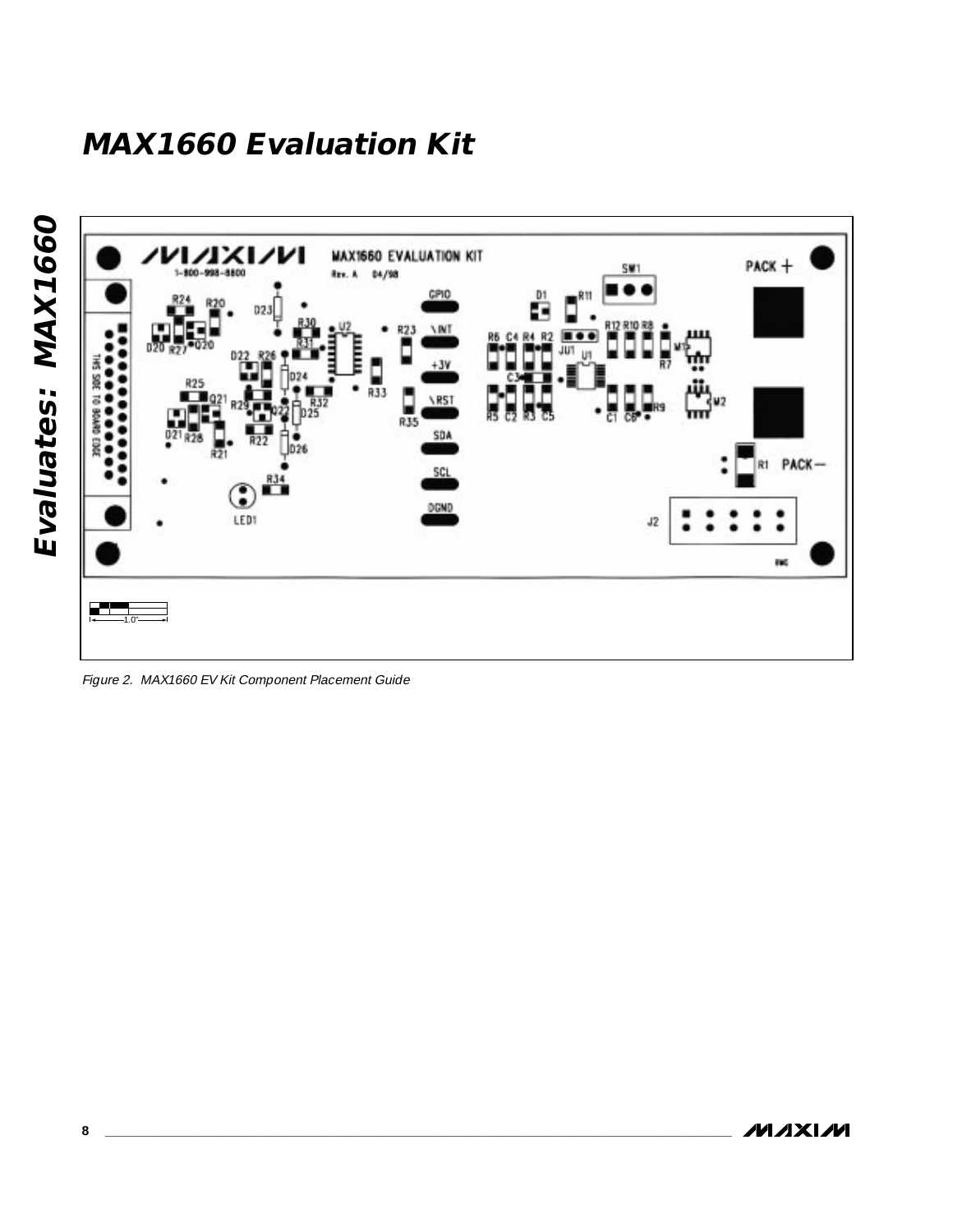Figure 2. MAX1660 EV Kit Component Placement Guide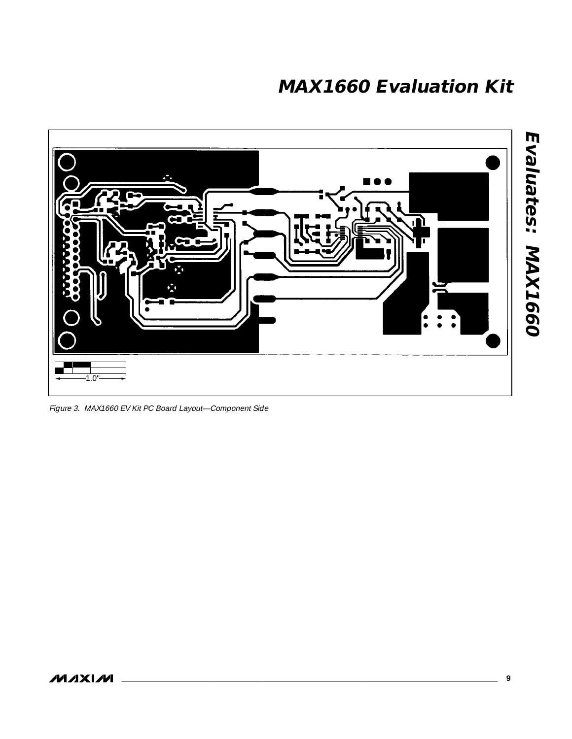1.0"

*Figure 3. MAX1660 EV Kit PC Board Layout—Component Side*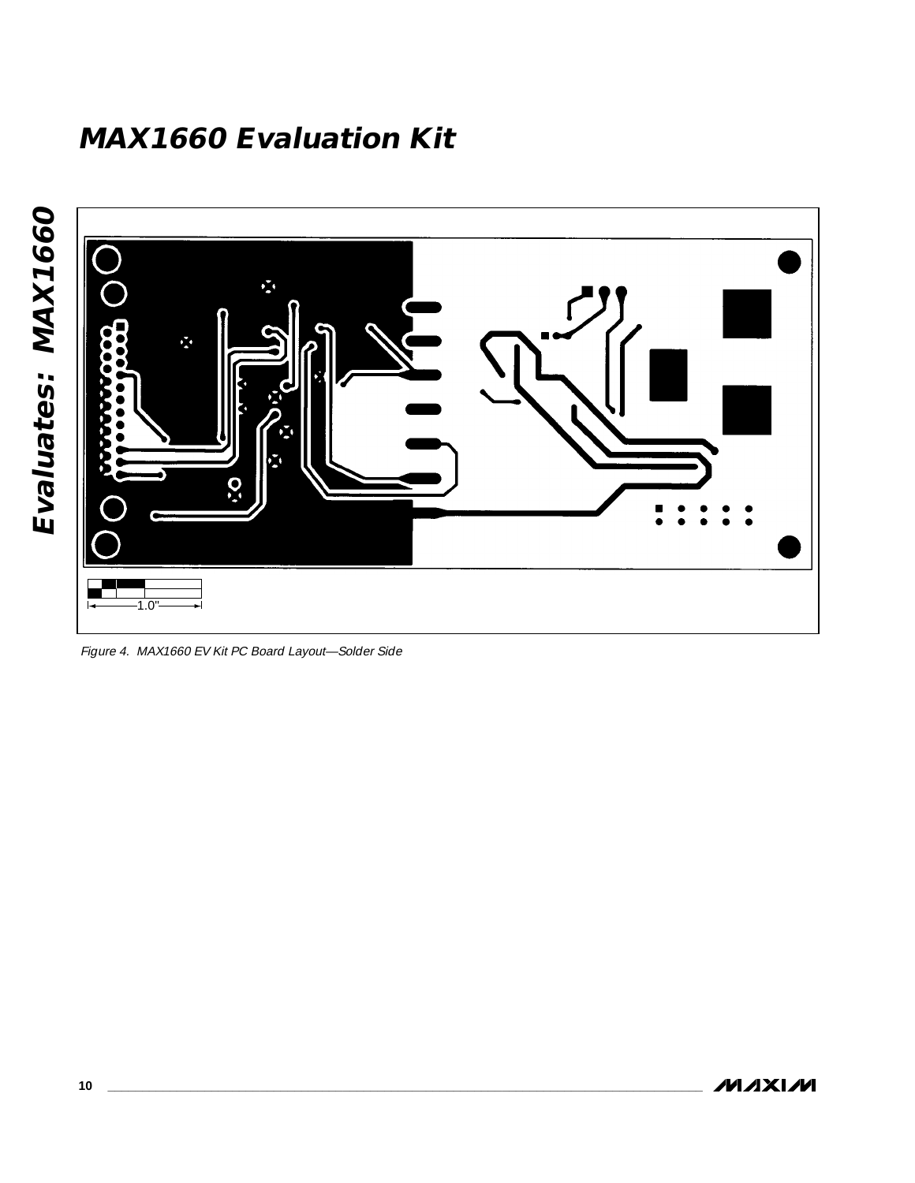# MAX1660 Evaluation Kit

1.0"

*Figure 4. MAX1660 EV Kit PC Board Layout—Solder Side*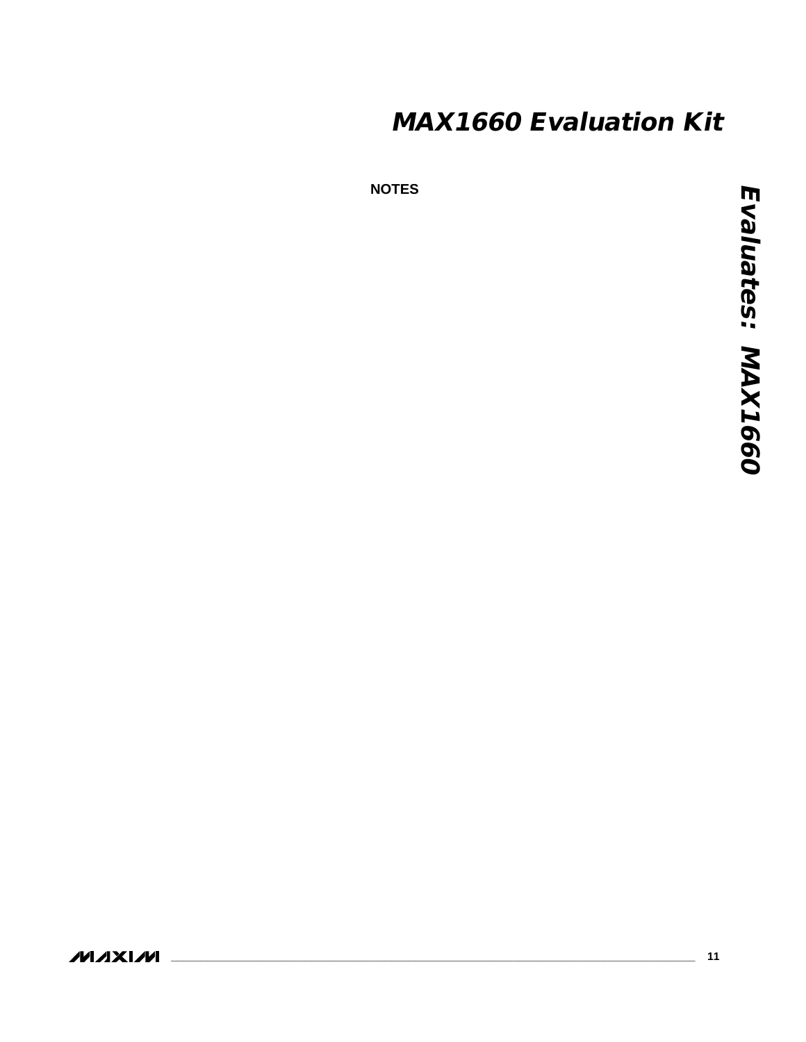NOTES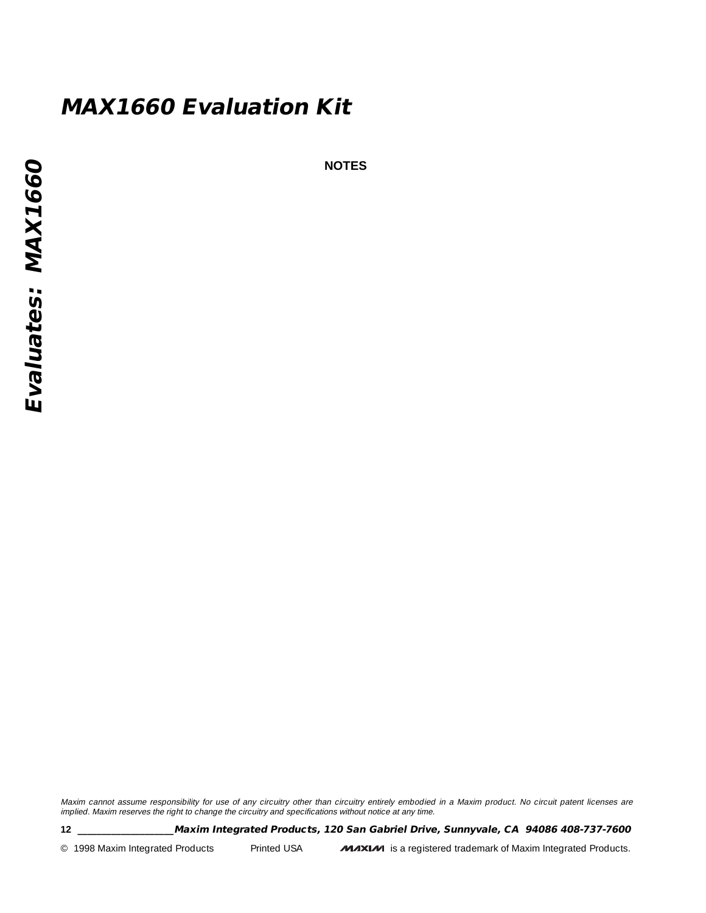## NOTES

*Maxim cannot assume responsibility for use of any circuitry other than circuitry entirely embodied in a Maxim product. No circuit patent licenses are implied. Maxim reserves the right to change the circuitry and specifications without notice at any time.*

***Maxim Integrated Products, 120 San Gabriel Drive, Sunnyvale, CA 94086 408-737-7600***

© 1998 Maxim Integrated Products Printed USA MAXIM is a registered trademark of Maxim Integrated Products.